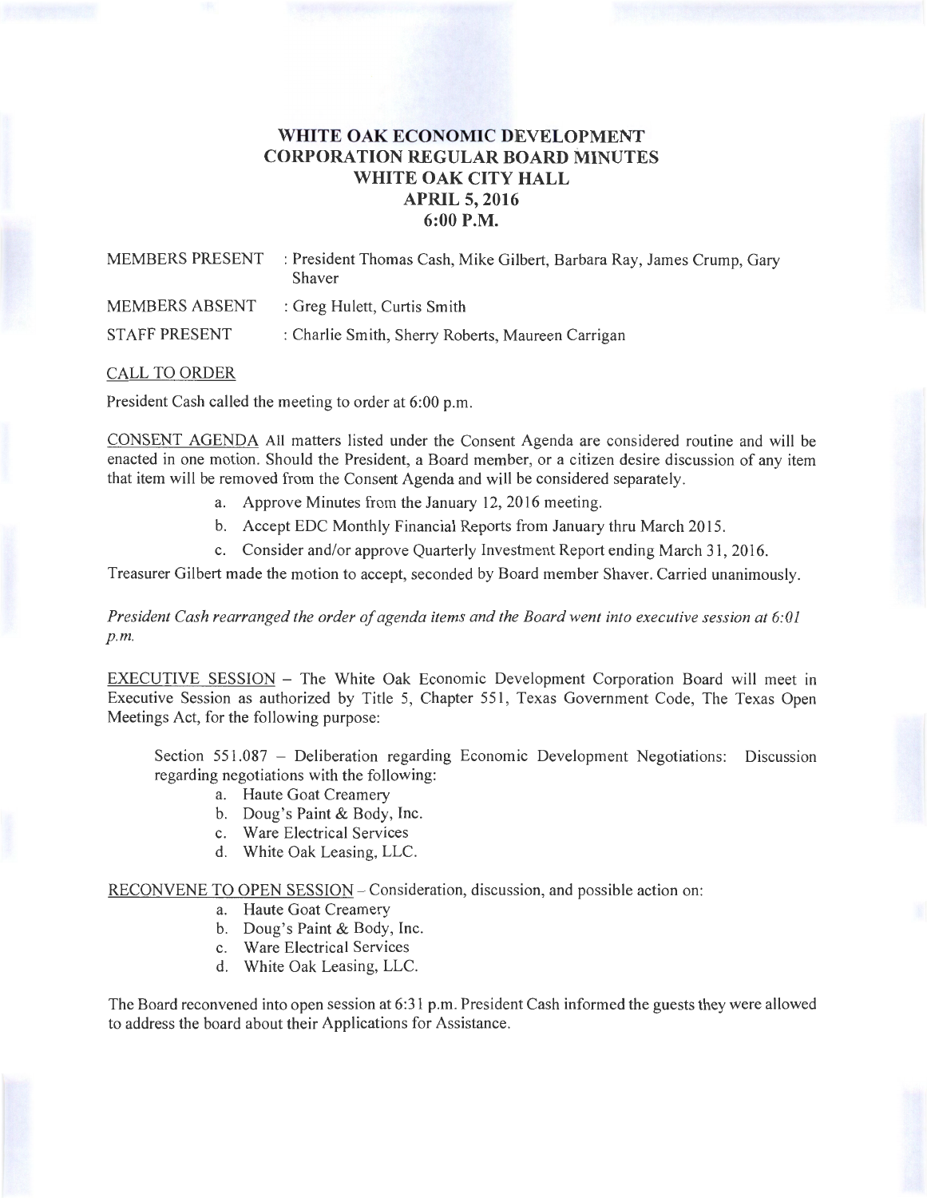# WHITE OAK ECONOMIC DEVELOPMENT CORPORATION REGULAR BOARD MINUTES
## WHITE OAK CITY HALL
## APRIL 5, 2016
## 6:00 P.M.

MEMBERS PRESENT : President Thomas Cash, Mike Gilbert, Barbara Ray, James Crump, Gary Shaver

MEMBERS ABSENT : Greg Hulett, Curtis Smith

STAFF PRESENT : Charlie Smith, Sherry Roberts, Maureen Carrigan

CALL TO ORDER

President Cash called the meeting to order at 6:00 p.m.

CONSENT AGENDA All matters listed under the Consent Agenda are considered routine and will be enacted in one motion. Should the President, a Board member, or a citizen desire discussion of any item that item will be removed from the Consent Agenda and will be considered separately.

a. Approve Minutes from the January 12, 2016 meeting.
b. Accept EDC Monthly Financial Reports from January thru March 2015.
c. Consider and/or approve Quarterly Investment Report ending March 31, 2016.

Treasurer Gilbert made the motion to accept, seconded by Board member Shaver. Carried unanimously.

*President Cash rearranged the order of agenda items and the Board went into executive session at 6:01 p.m.*

EXECUTIVE SESSION – The White Oak Economic Development Corporation Board will meet in Executive Session as authorized by Title 5, Chapter 551, Texas Government Code, The Texas Open Meetings Act, for the following purpose:

Section 551.087 – Deliberation regarding Economic Development Negotiations: Discussion regarding negotiations with the following:

a. Haute Goat Creamery
b. Doug's Paint & Body, Inc.
c. Ware Electrical Services
d. White Oak Leasing, LLC.

RECONVENE TO OPEN SESSION – Consideration, discussion, and possible action on:

a. Haute Goat Creamery
b. Doug's Paint & Body, Inc.
c. Ware Electrical Services
d. White Oak Leasing, LLC.

The Board reconvened into open session at 6:31 p.m. President Cash informed the guests they were allowed to address the board about their Applications for Assistance.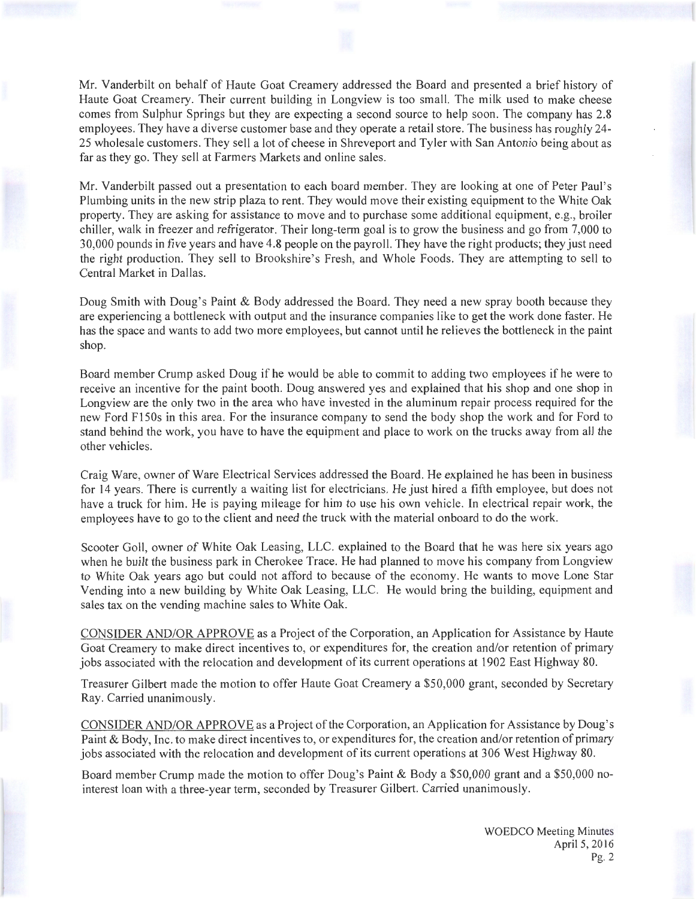Mr. Vanderbilt on behalf of Haute Goat Creamery addressed the Board and presented a brief history of Haute Goat Creamery. Their current building in Longview is too small. The milk used to make cheese comes from Sulphur Springs but they are expecting a second source to help soon. The company has 2.8 employees. They have a diverse customer base and they operate a retail store. The business has roughly 24-25 wholesale customers. They sell a lot of cheese in Shreveport and Tyler with San Antonio being about as far as they go. They sell at Farmers Markets and online sales.

Mr. Vanderbilt passed out a presentation to each board member. They are looking at one of Peter Paul's Plumbing units in the new strip plaza to rent. They would move their existing equipment to the White Oak property. They are asking for assistance to move and to purchase some additional equipment, e.g., broiler chiller, walk in freezer and refrigerator. Their long-term goal is to grow the business and go from 7,000 to 30,000 pounds in five years and have 4.8 people on the payroll. They have the right products; they just need the right production. They sell to Brookshire's Fresh, and Whole Foods. They are attempting to sell to Central Market in Dallas.

Doug Smith with Doug's Paint & Body addressed the Board. They need a new spray booth because they are experiencing a bottleneck with output and the insurance companies like to get the work done faster. He has the space and wants to add two more employees, but cannot until he relieves the bottleneck in the paint shop.

Board member Crump asked Doug if he would be able to commit to adding two employees if he were to receive an incentive for the paint booth. Doug answered yes and explained that his shop and one shop in Longview are the only two in the area who have invested in the aluminum repair process required for the new Ford F150s in this area. For the insurance company to send the body shop the work and for Ford to stand behind the work, you have to have the equipment and place to work on the trucks away from all the other vehicles.

Craig Ware, owner of Ware Electrical Services addressed the Board. He explained he has been in business for 14 years. There is currently a waiting list for electricians. He just hired a fifth employee, but does not have a truck for him. He is paying mileage for him to use his own vehicle. In electrical repair work, the employees have to go to the client and need the truck with the material onboard to do the work.

Scooter Goll, owner of White Oak Leasing, LLC. explained to the Board that he was here six years ago when he built the business park in Cherokee Trace. He had planned to move his company from Longview to White Oak years ago but could not afford to because of the economy. He wants to move Lone Star Vending into a new building by White Oak Leasing, LLC. He would bring the building, equipment and sales tax on the vending machine sales to White Oak.

<u>CONSIDER AND/OR APPROVE</u> as a Project of the Corporation, an Application for Assistance by Haute Goat Creamery to make direct incentives to, or expenditures for, the creation and/or retention of primary jobs associated with the relocation and development of its current operations at 1902 East Highway 80.

Treasurer Gilbert made the motion to offer Haute Goat Creamery a $50,000 grant, seconded by Secretary Ray. Carried unanimously.

<u>CONSIDER AND/OR APPROVE</u> as a Project of the Corporation, an Application for Assistance by Doug's Paint & Body, Inc. to make direct incentives to, or expenditures for, the creation and/or retention of primary jobs associated with the relocation and development of its current operations at 306 West Highway 80.

Board member Crump made the motion to offer Doug's Paint & Body a $50,000 grant and a $50,000 no-interest loan with a three-year term, seconded by Treasurer Gilbert. Carried unanimously.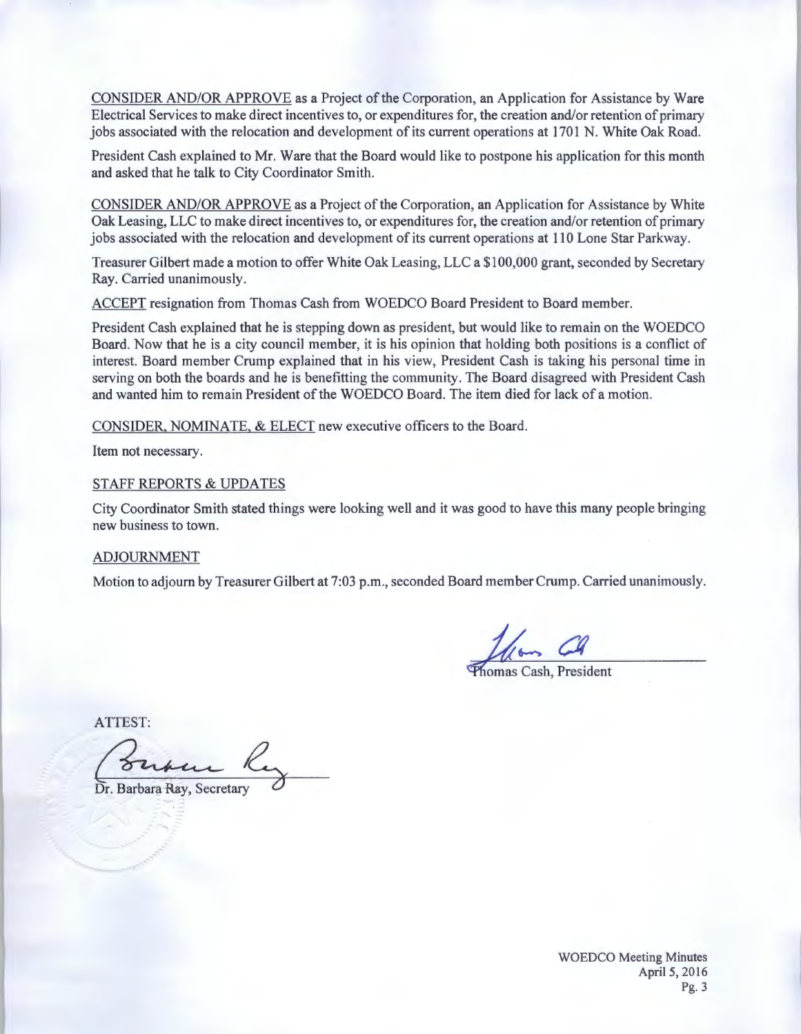CONSIDER AND/OR APPROVE as a Project of the Corporation, an Application for Assistance by Ware Electrical Services to make direct incentives to, or expenditures for, the creation and/or retention of primary jobs associated with the relocation and development of its current operations at 1701 N. White Oak Road.

President Cash explained to Mr. Ware that the Board would like to postpone his application for this month and asked that he talk to City Coordinator Smith.

CONSIDER AND/OR APPROVE as a Project of the Corporation, an Application for Assistance by White Oak Leasing, LLC to make direct incentives to, or expenditures for, the creation and/or retention of primary jobs associated with the relocation and development of its current operations at 110 Lone Star Parkway.

Treasurer Gilbert made a motion to offer White Oak Leasing, LLC a $100,000 grant, seconded by Secretary Ray. Carried unanimously.

ACCEPT resignation from Thomas Cash from WOEDCO Board President to Board member.

President Cash explained that he is stepping down as president, but would like to remain on the WOEDCO Board. Now that he is a city council member, it is his opinion that holding both positions is a conflict of interest. Board member Crump explained that in his view, President Cash is taking his personal time in serving on both the boards and he is benefitting the community. The Board disagreed with President Cash and wanted him to remain President of the WOEDCO Board. The item died for lack of a motion.

CONSIDER, NOMINATE, & ELECT new executive officers to the Board.

Item not necessary.

STAFF REPORTS & UPDATES

City Coordinator Smith stated things were looking well and it was good to have this many people bringing new business to town.

ADJOURNMENT

Motion to adjourn by Treasurer Gilbert at 7:03 p.m., seconded Board member Crump. Carried unanimously.

Thomas Cash, President

ATTEST:

Dr. Barbara Ray, Secretary

WOEDCO Meeting Minutes
April 5, 2016